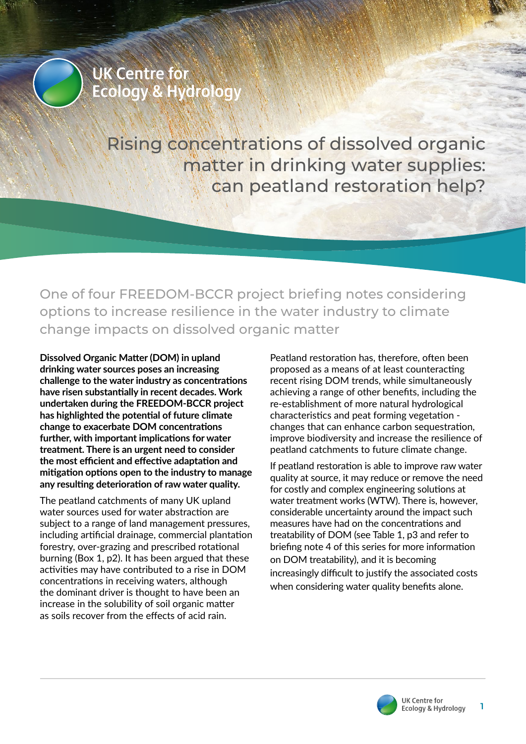UK Centre for Ecology & Hydrology

# Rising concentrations of dissolved organic matter in drinking water supplies: can peatland restoration help?

## One of four FREEDOM-BCCR project briefing notes considering options to increase resilience in the water industry to climate change impacts on dissolved organic matter

**Dissolved Organic Matter (DOM) in upland drinking water sources poses an increasing challenge to the water industry as concentrations have risen substantially in recent decades. Work undertaken during the FREEDOM-BCCR project has highlighted the potential of future climate change to exacerbate DOM concentrations further, with important implications for water treatment. There is an urgent need to consider the most efficient and effective adaptation and mitigation options open to the industry to manage any resulting deterioration of raw water quality.**

The peatland catchments of many UK upland water sources used for water abstraction are subject to a range of land management pressures, including artificial drainage, commercial plantation forestry, over-grazing and prescribed rotational burning (Box 1, p2). It has been argued that these activities may have contributed to a rise in DOM concentrations in receiving waters, although the dominant driver is thought to have been an increase in the solubility of soil organic matter as soils recover from the effects of acid rain.

Peatland restoration has, therefore, often been proposed as a means of at least counteracting recent rising DOM trends, while simultaneously achieving a range of other benefits, including the re-establishment of more natural hydrological characteristics and peat forming vegetation - changes that can enhance carbon sequestration, improve biodiversity and increase the resilience of peatland catchments to future climate change.

If peatland restoration is able to improve raw water quality at source, it may reduce or remove the need for costly and complex engineering solutions at water treatment works (WTW). There is, however, considerable uncertainty around the impact such measures have had on the concentrations and treatability of DOM (see Table 1, p3 and refer to briefing note 4 of this series for more information on DOM treatability), and it is becoming increasingly difficult to justify the associated costs when considering water quality benefits alone.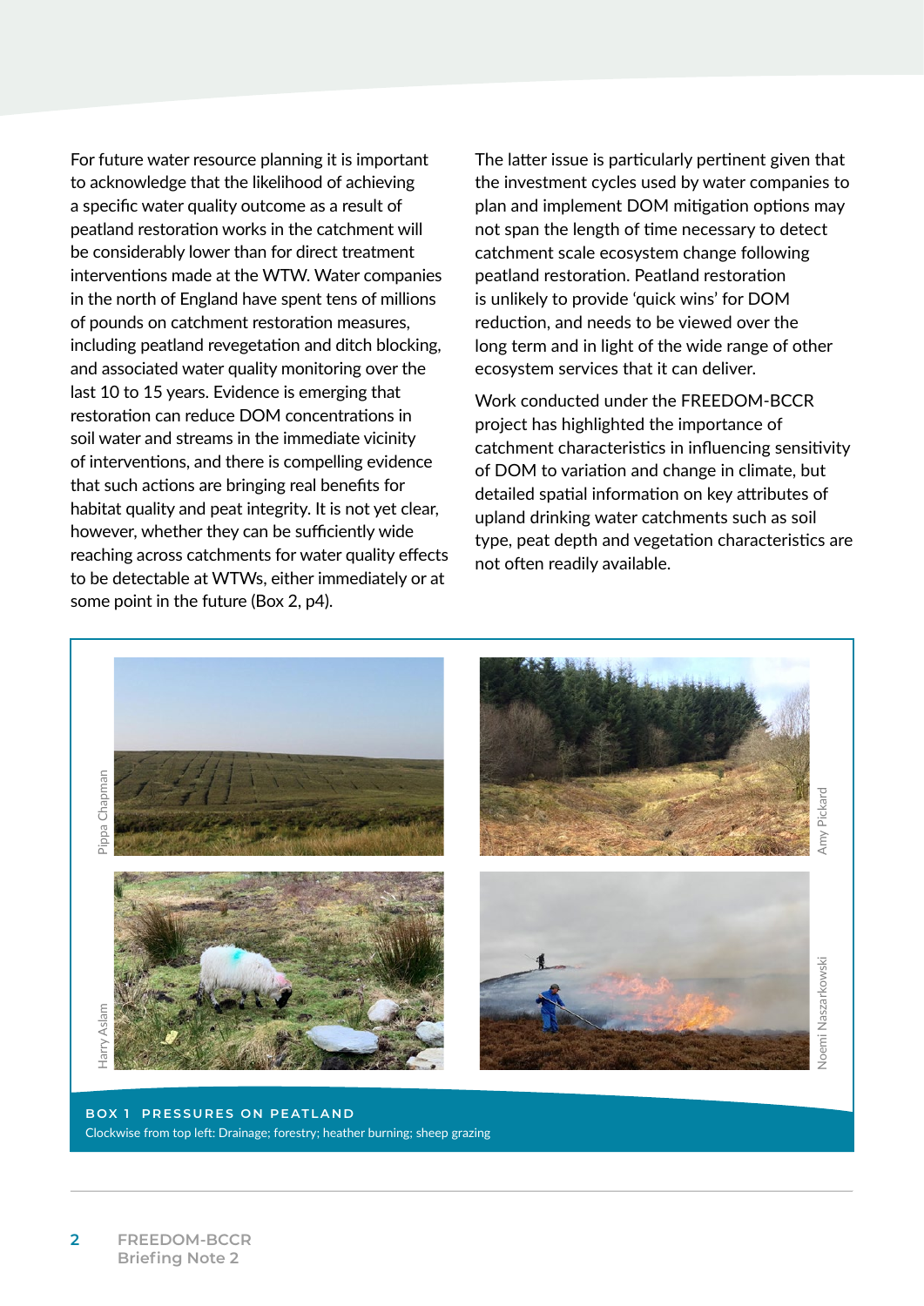For future water resource planning it is important to acknowledge that the likelihood of achieving a specific water quality outcome as a result of peatland restoration works in the catchment will be considerably lower than for direct treatment interventions made at the WTW. Water companies in the north of England have spent tens of millions of pounds on catchment restoration measures, including peatland revegetation and ditch blocking, and associated water quality monitoring over the last 10 to 15 years. Evidence is emerging that restoration can reduce DOM concentrations in soil water and streams in the immediate vicinity of interventions, and there is compelling evidence that such actions are bringing real benefits for habitat quality and peat integrity. It is not yet clear, however, whether they can be sufficiently wide reaching across catchments for water quality effects to be detectable at WTWs, either immediately or at some point in the future (Box 2, p4).

The latter issue is particularly pertinent given that the investment cycles used by water companies to plan and implement DOM mitigation options may not span the length of time necessary to detect catchment scale ecosystem change following peatland restoration. Peatland restoration is unlikely to provide 'quick wins' for DOM reduction, and needs to be viewed over the long term and in light of the wide range of other ecosystem services that it can deliver.

Work conducted under the FREEDOM-BCCR project has highlighted the importance of catchment characteristics in influencing sensitivity of DOM to variation and change in climate, but detailed spatial information on key attributes of upland drinking water catchments such as soil type, peat depth and vegetation characteristics are not often readily available.

Pippa Chapman

Amy Pickard

Harry Aslam

Noemi Naszarkowski

**BOX 1 PRESSURES ON PEATLAND**

Clockwise from top left: Drainage; forestry; heather burning; sheep grazing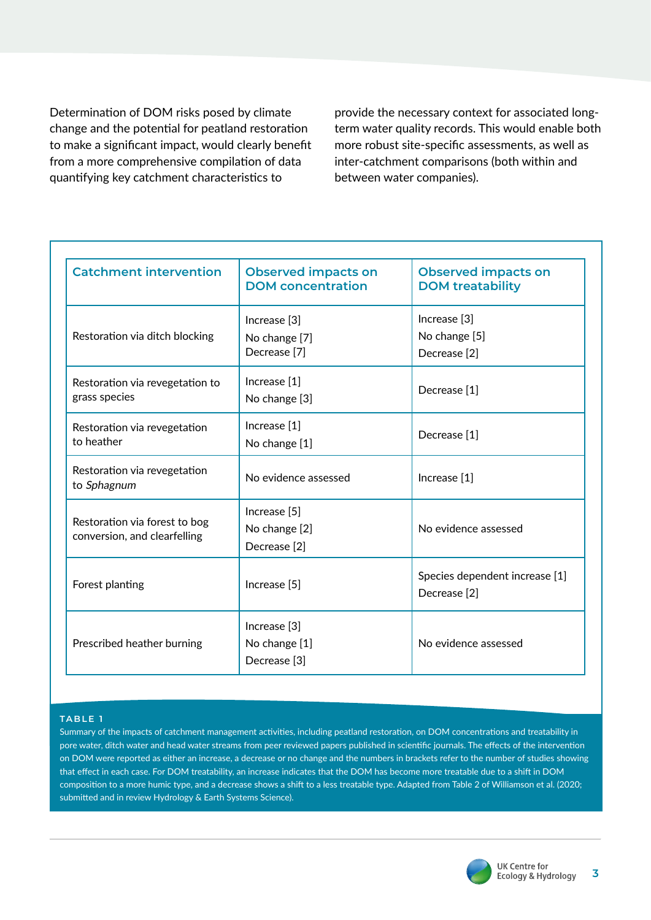Determination of DOM risks posed by climate change and the potential for peatland restoration to make a significant impact, would clearly benefit from a more comprehensive compilation of data quantifying key catchment characteristics to provide the necessary context for associated long-term water quality records. This would enable both more robust site-specific assessments, as well as inter-catchment comparisons (both within and between water companies).

| Catchment intervention | Observed impacts on DOM concentration | Observed impacts on DOM treatability |
|---|---|---|
| Restoration via ditch blocking | Increase [3]<br>No change [7]<br>Decrease [7] | Increase [3]<br>No change [5]<br>Decrease [2] |
| Restoration via revegetation to grass species | Increase [1]<br>No change [3] | Decrease [1] |
| Restoration via revegetation to heather | Increase [1]<br>No change [1] | Decrease [1] |
| Restoration via revegetation to *Sphagnum* | No evidence assessed | Increase [1] |
| Restoration via forest to bog conversion, and clearfelling | Increase [5]<br>No change [2]<br>Decrease [2] | No evidence assessed |
| Forest planting | Increase [5] | Species dependent increase [1]<br>Decrease [2] |
| Prescribed heather burning | Increase [3]<br>No change [1]<br>Decrease [3] | No evidence assessed |

**TABLE 1**
Summary of the impacts of catchment management activities, including peatland restoration, on DOM concentrations and treatability in pore water, ditch water and head water streams from peer reviewed papers published in scientific journals. The effects of the intervention on DOM were reported as either an increase, a decrease or no change and the numbers in brackets refer to the number of studies showing that effect in each case. For DOM treatability, an increase indicates that the DOM has become more treatable due to a shift in DOM composition to a more humic type, and a decrease shows a shift to a less treatable type. Adapted from Table 2 of Williamson et al. (2020; submitted and in review Hydrology & Earth Systems Science).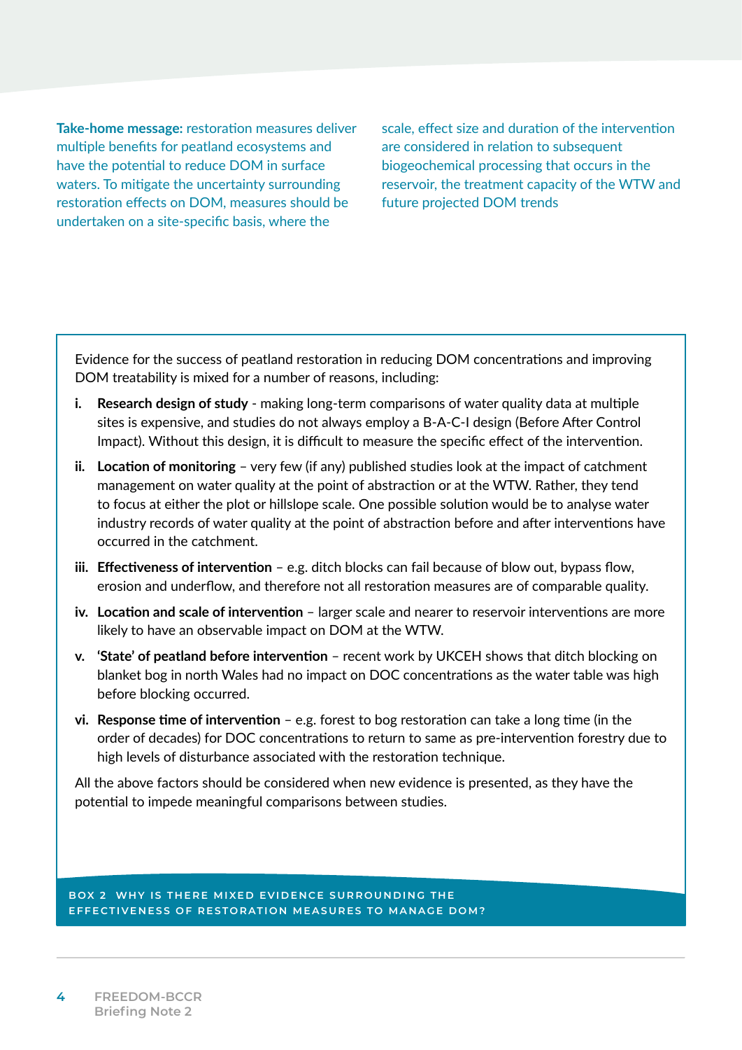**Take-home message:** restoration measures deliver multiple benefits for peatland ecosystems and have the potential to reduce DOM in surface waters. To mitigate the uncertainty surrounding restoration effects on DOM, measures should be undertaken on a site-specific basis, where the scale, effect size and duration of the intervention are considered in relation to subsequent biogeochemical processing that occurs in the reservoir, the treatment capacity of the WTW and future projected DOM trends

### BOX 2 WHY IS THERE MIXED EVIDENCE SURROUNDING THE EFFECTIVENESS OF RESTORATION MEASURES TO MANAGE DOM?

Evidence for the success of peatland restoration in reducing DOM concentrations and improving DOM treatability is mixed for a number of reasons, including:

i. **Research design of study** - making long-term comparisons of water quality data at multiple sites is expensive, and studies do not always employ a B-A-C-I design (Before After Control Impact). Without this design, it is difficult to measure the specific effect of the intervention.

ii. **Location of monitoring** – very few (if any) published studies look at the impact of catchment management on water quality at the point of abstraction or at the WTW. Rather, they tend to focus at either the plot or hillslope scale. One possible solution would be to analyse water industry records of water quality at the point of abstraction before and after interventions have occurred in the catchment.

iii. **Effectiveness of intervention** – e.g. ditch blocks can fail because of blow out, bypass flow, erosion and underflow, and therefore not all restoration measures are of comparable quality.

iv. **Location and scale of intervention** – larger scale and nearer to reservoir interventions are more likely to have an observable impact on DOM at the WTW.

v. **'State' of peatland before intervention** – recent work by UKCEH shows that ditch blocking on blanket bog in north Wales had no impact on DOC concentrations as the water table was high before blocking occurred.

vi. **Response time of intervention** – e.g. forest to bog restoration can take a long time (in the order of decades) for DOC concentrations to return to same as pre-intervention forestry due to high levels of disturbance associated with the restoration technique.

All the above factors should be considered when new evidence is presented, as they have the potential to impede meaningful comparisons between studies.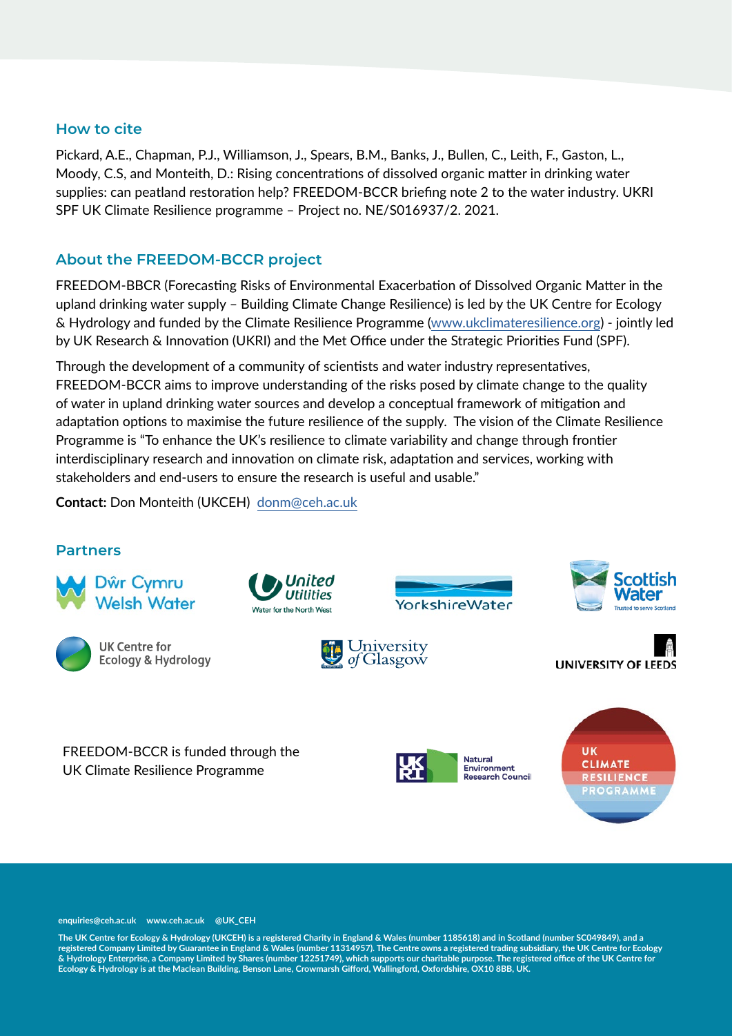## How to cite

Pickard, A.E., Chapman, P.J., Williamson, J., Spears, B.M., Banks, J., Bullen, C., Leith, F., Gaston, L., Moody, C.S, and Monteith, D.: Rising concentrations of dissolved organic matter in drinking water supplies: can peatland restoration help? FREEDOM-BCCR briefing note 2 to the water industry. UKRI SPF UK Climate Resilience programme – Project no. NE/S016937/2. 2021.

## About the FREEDOM-BCCR project

FREEDOM-BBCR (Forecasting Risks of Environmental Exacerbation of Dissolved Organic Matter in the upland drinking water supply – Building Climate Change Resilience) is led by the UK Centre for Ecology & Hydrology and funded by the Climate Resilience Programme (www.ukclimateresilience.org) - jointly led by UK Research & Innovation (UKRI) and the Met Office under the Strategic Priorities Fund (SPF).

Through the development of a community of scientists and water industry representatives, FREEDOM-BCCR aims to improve understanding of the risks posed by climate change to the quality of water in upland drinking water sources and develop a conceptual framework of mitigation and adaptation options to maximise the future resilience of the supply. The vision of the Climate Resilience Programme is "To enhance the UK's resilience to climate variability and change through frontier interdisciplinary research and innovation on climate risk, adaptation and services, working with stakeholders and end-users to ensure the research is useful and usable."

**Contact:** Don Monteith (UKCEH) donm@ceh.ac.uk

## Partners

Dŵr Cymru Welsh Water

United Utilities – Water for the North West

YorkshireWater

Scottish Water – Trusted to serve Scotland

UK Centre for Ecology & Hydrology

University of Glasgow

UNIVERSITY OF LEEDS

FREEDOM-BCCR is funded through the UK Climate Resilience Programme

UKRI Natural Environment Research Council

UK CLIMATE RESILIENCE PROGRAMME

enquiries@ceh.ac.uk www.ceh.ac.uk @UK_CEH

The UK Centre for Ecology & Hydrology (UKCEH) is a registered Charity in England & Wales (number 1185618) and in Scotland (number SC049849), and a registered Company Limited by Guarantee in England & Wales (number 11314957). The Centre owns a registered trading subsidiary, the UK Centre for Ecology & Hydrology Enterprise, a Company Limited by Shares (number 12251749), which supports our charitable purpose. The registered office of the UK Centre for Ecology & Hydrology is at the Maclean Building, Benson Lane, Crowmarsh Gifford, Wallingford, Oxfordshire, OX10 8BB, UK.